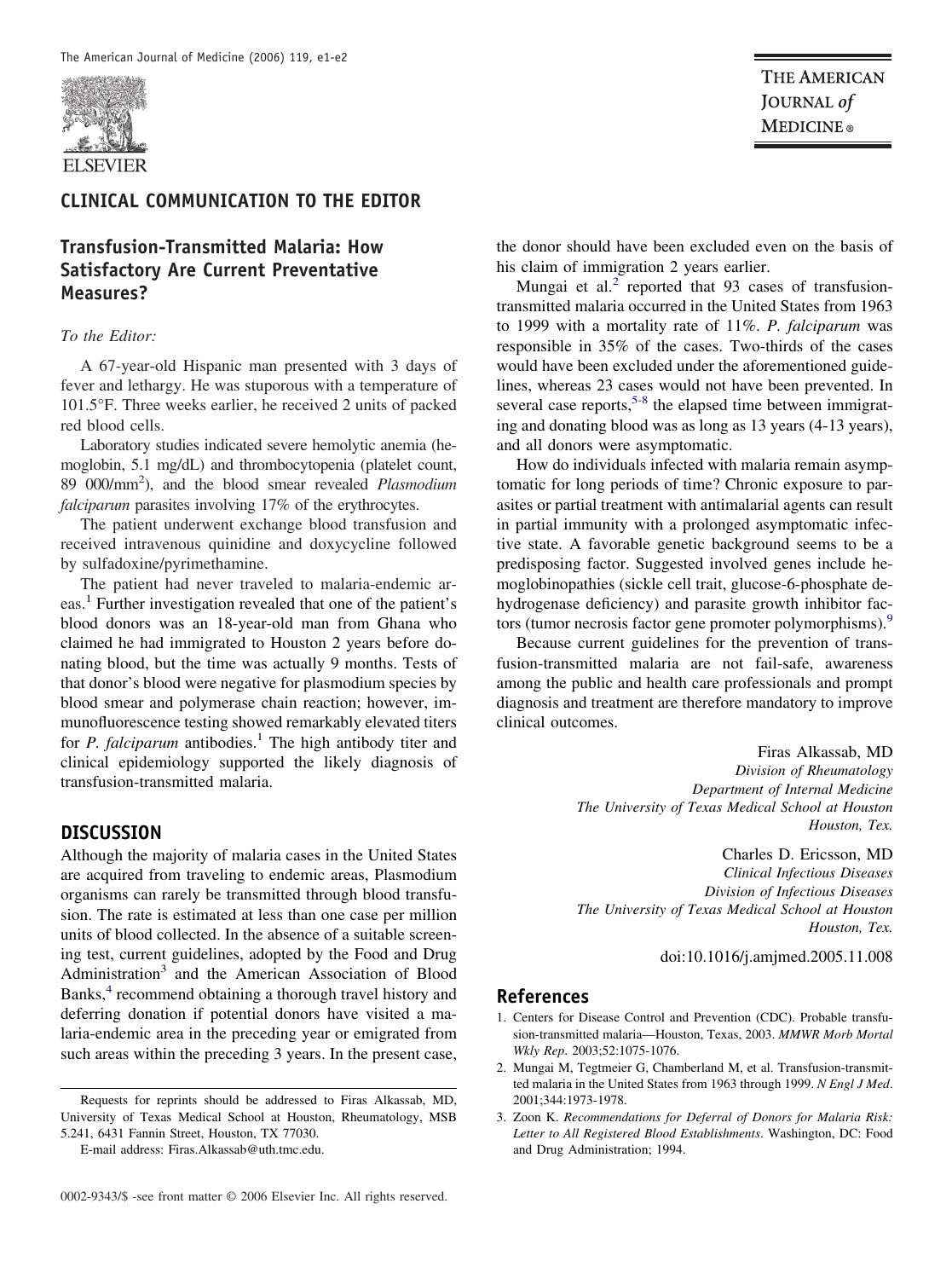## CLINICAL COMMUNICATION TO THE EDITOR

# Transfusion-Transmitted Malaria: How Satisfactory Are Current Preventative Measures?

*To the Editor:*

A 67-year-old Hispanic man presented with 3 days of fever and lethargy. He was stuporous with a temperature of 101.5°F. Three weeks earlier, he received 2 units of packed red blood cells.

Laboratory studies indicated severe hemolytic anemia (hemoglobin, 5.1 mg/dL) and thrombocytopenia (platelet count, 89 000/mm$^2$), and the blood smear revealed *Plasmodium falciparum* parasites involving 17% of the erythrocytes.

The patient underwent exchange blood transfusion and received intravenous quinidine and doxycycline followed by sulfadoxine/pyrimethamine.

The patient had never traveled to malaria-endemic areas.[1] Further investigation revealed that one of the patient's blood donors was an 18-year-old man from Ghana who claimed he had immigrated to Houston 2 years before donating blood, but the time was actually 9 months. Tests of that donor's blood were negative for plasmodium species by blood smear and polymerase chain reaction; however, immunofluorescence testing showed remarkably elevated titers for *P. falciparum* antibodies.[1] The high antibody titer and clinical epidemiology supported the likely diagnosis of transfusion-transmitted malaria.

## DISCUSSION

Although the majority of malaria cases in the United States are acquired from traveling to endemic areas, Plasmodium organisms can rarely be transmitted through blood transfusion. The rate is estimated at less than one case per million units of blood collected. In the absence of a suitable screening test, current guidelines, adopted by the Food and Drug Administration[3] and the American Association of Blood Banks,[4] recommend obtaining a thorough travel history and deferring donation if potential donors have visited a malaria-endemic area in the preceding year or emigrated from such areas within the preceding 3 years. In the present case, the donor should have been excluded even on the basis of his claim of immigration 2 years earlier.

Mungai et al.[2] reported that 93 cases of transfusion-transmitted malaria occurred in the United States from 1963 to 1999 with a mortality rate of 11%. *P. falciparum* was responsible in 35% of the cases. Two-thirds of the cases would have been excluded under the aforementioned guidelines, whereas 23 cases would not have been prevented. In several case reports,[5-8] the elapsed time between immigrating and donating blood was as long as 13 years (4-13 years), and all donors were asymptomatic.

How do individuals infected with malaria remain asymptomatic for long periods of time? Chronic exposure to parasites or partial treatment with antimalarial agents can result in partial immunity with a prolonged asymptomatic infective state. A favorable genetic background seems to be a predisposing factor. Suggested involved genes include hemoglobinopathies (sickle cell trait, glucose-6-phosphate dehydrogenase deficiency) and parasite growth inhibitor factors (tumor necrosis factor gene promoter polymorphisms).[9]

Because current guidelines for the prevention of transfusion-transmitted malaria are not fail-safe, awareness among the public and health care professionals and prompt diagnosis and treatment are therefore mandatory to improve clinical outcomes.

Firas Alkassab, MD
*Division of Rheumatology*
*Department of Internal Medicine*
*The University of Texas Medical School at Houston*
*Houston, Tex.*

Charles D. Ericsson, MD
*Clinical Infectious Diseases*
*Division of Infectious Diseases*
*The University of Texas Medical School at Houston*
*Houston, Tex.*

doi:10.1016/j.amjmed.2005.11.008

Requests for reprints should be addressed to Firas Alkassab, MD, University of Texas Medical School at Houston, Rheumatology, MSB 5.241, 6431 Fannin Street, Houston, TX 77030.

E-mail address: Firas.Alkassab@uth.tmc.edu.

0002-9343/$ -see front matter © 2006 Elsevier Inc. All rights reserved.

## References

1. Centers for Disease Control and Prevention (CDC). Probable transfusion-transmitted malaria—Houston, Texas, 2003. *MMWR Morb Mortal Wkly Rep*. 2003;52:1075-1076.
2. Mungai M, Tegtmeier G, Chamberland M, et al. Transfusion-transmitted malaria in the United States from 1963 through 1999. *N Engl J Med*. 2001;344:1973-1978.
3. Zoon K. *Recommendations for Deferral of Donors for Malaria Risk: Letter to All Registered Blood Establishments*. Washington, DC: Food and Drug Administration; 1994.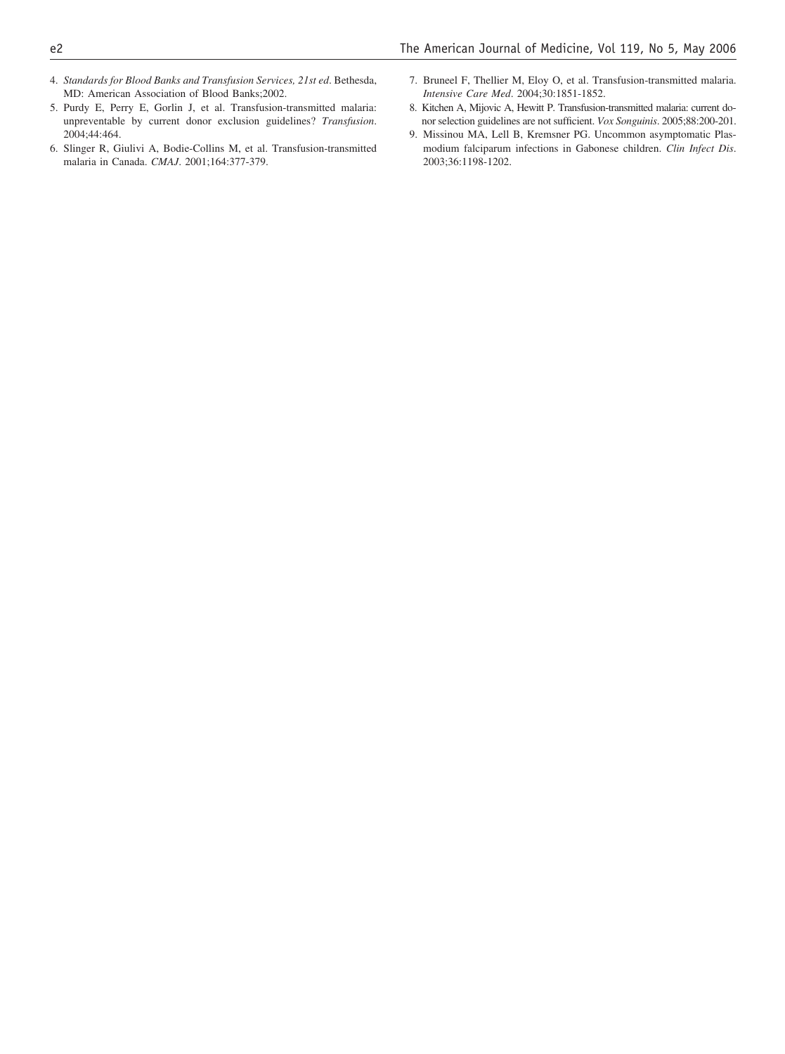4. *Standards for Blood Banks and Transfusion Services, 21st ed*. Bethesda, MD: American Association of Blood Banks;2002.
5. Purdy E, Perry E, Gorlin J, et al. Transfusion-transmitted malaria: unpreventable by current donor exclusion guidelines? *Transfusion*. 2004;44:464.
6. Slinger R, Giulivi A, Bodie-Collins M, et al. Transfusion-transmitted malaria in Canada. *CMAJ*. 2001;164:377-379.
7. Bruneel F, Thellier M, Eloy O, et al. Transfusion-transmitted malaria. *Intensive Care Med*. 2004;30:1851-1852.
8. Kitchen A, Mijovic A, Hewitt P. Transfusion-transmitted malaria: current donor selection guidelines are not sufficient. *Vox Songuinis*. 2005;88:200-201.
9. Missinou MA, Lell B, Kremsner PG. Uncommon asymptomatic Plasmodium falciparum infections in Gabonese children. *Clin Infect Dis*. 2003;36:1198-1202.